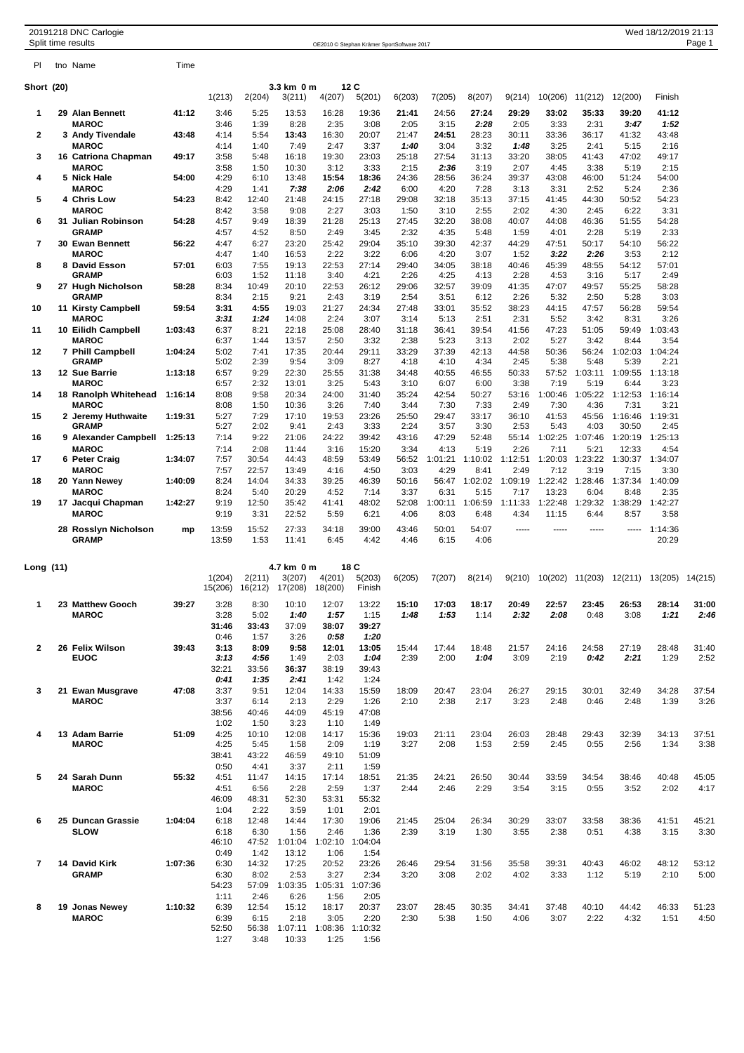20191218 DNC Carlogie
Split time results

OE2010 © Stephan Krämer SportSoftware 2017

Wed 18/12/2019 21:13

## Short (20)

3.3 km 0 m 12 C

| Pl | tno | Name | Time | 1(213) | 2(204) | 3(211) | 4(207) | 5(201) | 6(203) | 7(205) | 8(207) | 9(214) | 10(206) | 11(212) | 12(200) | Finish |
|---|---|---|---|---|---|---|---|---|---|---|---|---|---|---|---|---|
| 1 | 29 | Alan Bennett | 41:12 | 3:46 | 5:25 | 13:53 | 16:28 | 19:36 | 21:41 | 24:56 | 27:24 | 29:29 | 33:02 | 35:33 | 39:20 | 41:12 |
| | | MAROC | | 3:46 | 1:39 | 8:28 | 2:35 | 3:08 | 2:05 | 3:15 | 2:28 | 2:05 | 3:33 | 2:31 | 3:47 | 1:52 |
| 2 | 3 | Andy Tivendale | 43:48 | 4:14 | 5:54 | 13:43 | 16:30 | 20:07 | 21:47 | 24:51 | 28:23 | 30:11 | 33:36 | 36:17 | 41:32 | 43:48 |
| | | MAROC | | 4:14 | 1:40 | 7:49 | 2:47 | 3:37 | 1:40 | 3:04 | 3:32 | 1:48 | 3:25 | 2:41 | 5:15 | 2:16 |
| 3 | 16 | Catriona Chapman | 49:17 | 3:58 | 5:48 | 16:18 | 19:30 | 23:03 | 25:18 | 27:54 | 31:13 | 33:20 | 38:05 | 41:43 | 47:02 | 49:17 |
| | | MAROC | | 3:58 | 1:50 | 10:30 | 3:12 | 3:33 | 2:15 | 2:36 | 3:19 | 2:07 | 4:45 | 3:38 | 5:19 | 2:15 |
| 4 | 5 | Nick Hale | 54:00 | 4:29 | 6:10 | 13:48 | 15:54 | 18:36 | 24:36 | 28:56 | 36:24 | 39:37 | 43:08 | 46:00 | 51:24 | 54:00 |
| | | MAROC | | 4:29 | 1:41 | 7:38 | 2:06 | 2:42 | 6:00 | 4:20 | 7:28 | 3:13 | 3:31 | 2:52 | 5:24 | 2:36 |
| 5 | 4 | Chris Low | 54:23 | 8:42 | 12:40 | 21:48 | 24:15 | 27:18 | 29:08 | 32:18 | 35:13 | 37:15 | 41:45 | 44:30 | 50:52 | 54:23 |
| | | MAROC | | 8:42 | 3:58 | 9:08 | 2:27 | 3:03 | 1:50 | 3:10 | 2:55 | 2:02 | 4:30 | 2:45 | 6:22 | 3:31 |
| 6 | 31 | Julian Robinson | 54:28 | 4:57 | 9:49 | 18:39 | 21:28 | 25:13 | 27:45 | 32:20 | 38:08 | 40:07 | 44:08 | 46:36 | 51:55 | 54:28 |
| | | GRAMP | | 4:57 | 4:52 | 8:50 | 2:49 | 3:45 | 2:32 | 4:35 | 5:48 | 1:59 | 4:01 | 2:28 | 5:19 | 2:33 |
| 7 | 30 | Ewan Bennett | 56:22 | 4:47 | 6:27 | 23:20 | 25:42 | 29:04 | 35:10 | 39:30 | 42:37 | 44:29 | 47:51 | 50:17 | 54:10 | 56:22 |
| | | MAROC | | 4:47 | 1:40 | 16:53 | 2:22 | 3:22 | 6:06 | 4:20 | 3:07 | 1:52 | 3:22 | 2:26 | 3:53 | 2:12 |
| 8 | 8 | David Esson | 57:01 | 6:03 | 7:55 | 19:13 | 22:53 | 27:14 | 29:40 | 34:05 | 38:18 | 40:46 | 45:39 | 48:55 | 54:12 | 57:01 |
| | | GRAMP | | 6:03 | 1:52 | 11:18 | 3:40 | 4:21 | 2:26 | 4:25 | 4:13 | 2:28 | 4:53 | 3:16 | 5:17 | 2:49 |
| 9 | 27 | Hugh Nicholson | 58:28 | 8:34 | 10:49 | 20:10 | 22:53 | 26:12 | 29:06 | 32:57 | 39:09 | 41:35 | 47:07 | 49:57 | 55:25 | 58:28 |
| | | GRAMP | | 8:34 | 2:15 | 9:21 | 2:43 | 3:19 | 2:54 | 3:51 | 6:12 | 2:26 | 5:32 | 2:50 | 5:28 | 3:03 |
| 10 | 11 | Kirsty Campbell | 59:54 | 3:31 | 4:55 | 19:03 | 21:27 | 24:34 | 27:48 | 33:01 | 35:52 | 38:23 | 44:15 | 47:57 | 56:28 | 59:54 |
| | | MAROC | | 3:31 | 1:24 | 14:08 | 2:24 | 3:07 | 3:14 | 5:13 | 2:51 | 2:31 | 5:52 | 3:42 | 8:31 | 3:26 |
| 11 | 10 | Eilidh Campbell | 1:03:43 | 6:37 | 8:21 | 22:18 | 25:08 | 28:40 | 31:18 | 36:41 | 39:54 | 41:56 | 47:23 | 51:05 | 59:49 | 1:03:43 |
| | | MAROC | | 6:37 | 1:44 | 13:57 | 2:50 | 3:32 | 2:38 | 5:23 | 3:13 | 2:02 | 5:27 | 3:42 | 8:44 | 3:54 |
| 12 | 7 | Phill Campbell | 1:04:24 | 5:02 | 7:41 | 17:35 | 20:44 | 29:11 | 33:29 | 37:39 | 42:13 | 44:58 | 50:36 | 56:24 | 1:02:03 | 1:04:24 |
| | | GRAMP | | 5:02 | 2:39 | 9:54 | 3:09 | 8:27 | 4:18 | 4:10 | 4:34 | 2:45 | 5:38 | 5:48 | 5:39 | 2:21 |
| 13 | 12 | Sue Barrie | 1:13:18 | 6:57 | 9:29 | 22:30 | 25:55 | 31:38 | 34:48 | 40:55 | 46:55 | 50:33 | 57:52 | 1:03:11 | 1:09:55 | 1:13:18 |
| | | MAROC | | 6:57 | 2:32 | 13:01 | 3:25 | 5:43 | 3:10 | 6:07 | 6:00 | 3:38 | 7:19 | 5:19 | 6:44 | 3:23 |
| 14 | 18 | Ranolph Whitehead | 1:16:14 | 8:08 | 9:58 | 20:34 | 24:00 | 31:40 | 35:24 | 42:54 | 50:27 | 53:16 | 1:00:46 | 1:05:22 | 1:12:53 | 1:16:14 |
| | | MAROC | | 8:08 | 1:50 | 10:36 | 3:26 | 7:40 | 3:44 | 7:30 | 7:33 | 2:49 | 7:30 | 4:36 | 7:31 | 3:21 |
| 15 | 2 | Jeremy Huthwaite | 1:19:31 | 5:27 | 7:29 | 17:10 | 19:53 | 23:26 | 25:50 | 29:47 | 33:17 | 36:10 | 41:53 | 45:56 | 1:16:46 | 1:19:31 |
| | | GRAMP | | 5:27 | 2:02 | 9:41 | 2:43 | 3:33 | 2:24 | 3:57 | 3:30 | 2:53 | 5:43 | 4:03 | 30:50 | 2:45 |
| 16 | 9 | Alexander Campbell | 1:25:13 | 7:14 | 9:22 | 21:06 | 24:22 | 39:42 | 43:16 | 47:29 | 52:48 | 55:14 | 1:02:25 | 1:07:46 | 1:20:19 | 1:25:13 |
| | | MAROC | | 7:14 | 2:08 | 11:44 | 3:16 | 15:20 | 3:34 | 4:13 | 5:19 | 2:26 | 7:11 | 5:21 | 12:33 | 4:54 |
| 17 | 6 | Peter Craig | 1:34:07 | 7:57 | 30:54 | 44:43 | 48:59 | 53:49 | 56:52 | 1:01:21 | 1:10:02 | 1:12:51 | 1:20:03 | 1:23:22 | 1:30:37 | 1:34:07 |
| | | MAROC | | 7:57 | 22:57 | 13:49 | 4:16 | 4:50 | 3:03 | 4:29 | 8:41 | 2:49 | 7:12 | 3:19 | 7:15 | 3:30 |
| 18 | 20 | Yann Newey | 1:40:09 | 8:24 | 14:04 | 34:33 | 39:25 | 46:39 | 50:16 | 56:47 | 1:02:02 | 1:09:19 | 1:22:42 | 1:28:46 | 1:37:34 | 1:40:09 |
| | | MAROC | | 8:24 | 5:40 | 20:29 | 4:52 | 7:14 | 3:37 | 6:31 | 5:15 | 7:17 | 13:23 | 6:04 | 8:48 | 2:35 |
| 19 | 17 | Jacqui Chapman | 1:42:27 | 9:19 | 12:50 | 35:42 | 41:41 | 48:02 | 52:08 | 1:00:11 | 1:06:59 | 1:11:33 | 1:22:48 | 1:29:32 | 1:38:29 | 1:42:27 |
| | | MAROC | | 9:19 | 3:31 | 22:52 | 5:59 | 6:21 | 4:06 | 8:03 | 6:48 | 4:34 | 11:15 | 6:44 | 8:57 | 3:58 |
| | 28 | Rosslyn Nicholson | mp | 13:59 | 15:52 | 27:33 | 34:18 | 39:00 | 43:46 | 50:01 | 54:07 | ----- | ----- | ----- | ----- | 1:14:36 |
| | | GRAMP | | 13:59 | 1:53 | 11:41 | 6:45 | 4:42 | 4:46 | 6:15 | 4:06 | | | | | 20:29 |

## Long (11)

4.7 km 0 m 18 C

| Pl | tno | Name | Time | 1(204) / 15(206) | 2(211) / 16(212) | 3(207) / 17(208) | 4(201) / 18(200) | 5(203) / Finish | 6(205) | 7(207) | 8(214) | 9(210) | 10(202) | 11(203) | 12(211) | 13(205) | 14(215) |
|---|---|---|---|---|---|---|---|---|---|---|---|---|---|---|---|---|---|
| 1 | 23 | Matthew Gooch | 39:27 | 3:28 | 8:30 | 10:10 | 12:07 | 13:22 | 15:10 | 17:03 | 18:17 | 20:49 | 22:57 | 23:45 | 26:53 | 28:14 | 31:00 |
| | | MAROC | | 3:28 | 5:02 | 1:40 | 1:57 | 1:15 | 1:48 | 1:53 | 1:14 | 2:32 | 2:08 | 0:48 | 3:08 | 1:21 | 2:46 |
| | | | | 31:46 | 33:43 | 37:09 | 38:07 | 39:27 | | | | | | | | | |
| | | | | 0:46 | 1:57 | 3:26 | 0:58 | 1:20 | | | | | | | | | |
| 2 | 26 | Felix Wilson | 39:43 | 3:13 | 8:09 | 9:58 | 12:01 | 13:05 | 15:44 | 17:44 | 18:48 | 21:57 | 24:16 | 24:58 | 27:19 | 28:48 | 31:40 |
| | | EUOC | | 3:13 | 4:56 | 1:49 | 2:03 | 1:04 | 2:39 | 2:00 | 1:04 | 3:09 | 2:19 | 0:42 | 2:21 | 1:29 | 2:52 |
| | | | | 32:21 | 33:56 | 36:37 | 38:19 | 39:43 | | | | | | | | | |
| | | | | 0:41 | 1:35 | 2:41 | 1:42 | 1:24 | | | | | | | | | |
| 3 | 21 | Ewan Musgrave | 47:08 | 3:37 | 9:51 | 12:04 | 14:33 | 15:59 | 18:09 | 20:47 | 23:04 | 26:27 | 29:15 | 30:01 | 32:49 | 34:28 | 37:54 |
| | | MAROC | | 3:37 | 6:14 | 2:13 | 2:29 | 1:26 | 2:10 | 2:38 | 2:17 | 3:23 | 2:48 | 0:46 | 2:48 | 1:39 | 3:26 |
| | | | | 38:56 | 40:46 | 44:09 | 45:19 | 47:08 | | | | | | | | | |
| | | | | 1:02 | 1:50 | 3:23 | 1:10 | 1:49 | | | | | | | | | |
| 4 | 13 | Adam Barrie | 51:09 | 4:25 | 10:10 | 12:08 | 14:17 | 15:36 | 19:03 | 21:11 | 23:04 | 26:03 | 28:48 | 29:43 | 32:39 | 34:13 | 37:51 |
| | | MAROC | | 4:25 | 5:45 | 1:58 | 2:09 | 1:19 | 3:27 | 2:08 | 1:53 | 2:59 | 2:45 | 0:55 | 2:56 | 1:34 | 3:38 |
| | | | | 38:41 | 43:22 | 46:59 | 49:10 | 51:09 | | | | | | | | | |
| | | | | 0:50 | 4:41 | 3:37 | 2:11 | 1:59 | | | | | | | | | |
| 5 | 24 | Sarah Dunn | 55:32 | 4:51 | 11:47 | 14:15 | 17:14 | 18:51 | 21:35 | 24:21 | 26:50 | 30:44 | 33:59 | 34:54 | 38:46 | 40:48 | 45:05 |
| | | MAROC | | 4:51 | 6:56 | 2:28 | 2:59 | 1:37 | 2:44 | 2:46 | 2:29 | 3:54 | 3:15 | 0:55 | 3:52 | 2:02 | 4:17 |
| | | | | 46:09 | 48:31 | 52:30 | 53:31 | 55:32 | | | | | | | | | |
| | | | | 1:04 | 2:22 | 3:59 | 1:01 | 2:01 | | | | | | | | | |
| 6 | 25 | Duncan Grassie | 1:04:04 | 6:18 | 12:48 | 14:44 | 17:30 | 19:06 | 21:45 | 25:04 | 26:34 | 30:29 | 33:07 | 33:58 | 38:36 | 41:51 | 45:21 |
| | | SLOW | | 6:18 | 6:30 | 1:56 | 2:46 | 1:36 | 2:39 | 3:19 | 1:30 | 3:55 | 2:38 | 0:51 | 4:38 | 3:15 | 3:30 |
| | | | | 46:10 | 47:52 | 1:01:04 | 1:02:10 | 1:04:04 | | | | | | | | | |
| | | | | 0:49 | 1:42 | 13:12 | 1:06 | 1:54 | | | | | | | | | |
| 7 | 14 | David Kirk | 1:07:36 | 6:30 | 14:32 | 17:25 | 20:52 | 23:26 | 26:46 | 29:54 | 31:56 | 35:58 | 39:31 | 40:43 | 46:02 | 48:12 | 53:12 |
| | | GRAMP | | 6:30 | 8:02 | 2:53 | 3:27 | 2:34 | 3:20 | 3:08 | 2:02 | 4:02 | 3:33 | 1:12 | 5:19 | 2:10 | 5:00 |
| | | | | 54:23 | 57:09 | 1:03:35 | 1:05:31 | 1:07:36 | | | | | | | | | |
| | | | | 1:11 | 2:46 | 6:26 | 1:56 | 2:05 | | | | | | | | | |
| 8 | 19 | Jonas Newey | 1:10:32 | 6:39 | 12:54 | 15:12 | 18:17 | 20:37 | 23:07 | 28:45 | 30:35 | 34:41 | 37:48 | 40:10 | 44:42 | 46:33 | 51:23 |
| | | MAROC | | 6:39 | 6:15 | 2:18 | 3:05 | 2:20 | 2:30 | 5:38 | 1:50 | 4:06 | 3:07 | 2:22 | 4:32 | 1:51 | 4:50 |
| | | | | 52:50 | 56:38 | 1:07:11 | 1:08:36 | 1:10:32 | | | | | | | | | |
| | | | | 1:27 | 3:48 | 10:33 | 1:25 | 1:56 | | | | | | | | | |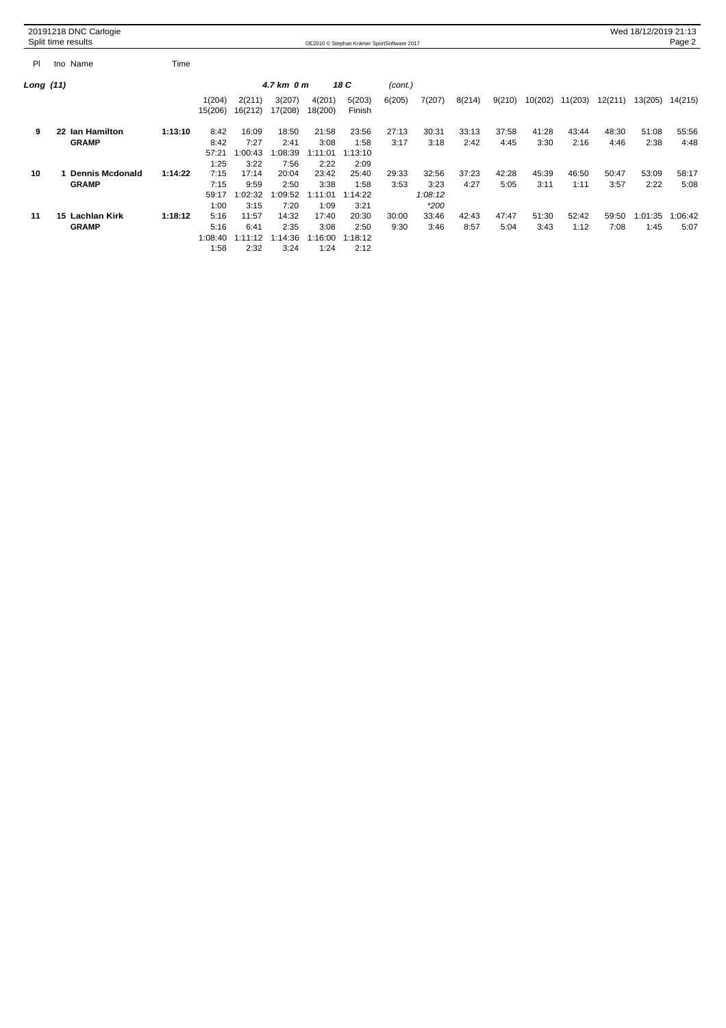20191218 DNC Carlogie
Split time results

OE2010 © Stephan Krämer SportSoftware 2017

Wed 18/12/2019 21:13

**Long (11)** — 4.7 km 0 m — 18 C (cont.)

| Pl | tno | Name | Time | 1(204) / 15(206) | 2(211) / 16(212) | 3(207) / 17(208) | 4(201) / 18(200) | 5(203) / Finish | 6(205) | 7(207) | 8(214) | 9(210) | 10(202) | 11(203) | 12(211) | 13(205) | 14(215) |
|---|---|---|---|---|---|---|---|---|---|---|---|---|---|---|---|---|---|
| **9** | **22** | **Ian Hamilton** | **1:13:10** | 8:42 | 16:09 | 18:50 | 21:58 | 23:56 | 27:13 | 30:31 | 33:13 | 37:58 | 41:28 | 43:44 | 48:30 | 51:08 | 55:56 |
| | | **GRAMP** | | 8:42 | 7:27 | 2:41 | 3:08 | 1:58 | 3:17 | 3:18 | 2:42 | 4:45 | 3:30 | 2:16 | 4:46 | 2:38 | 4:48 |
| | | | | 57:21 | 1:00:43 | 1:08:39 | 1:11:01 | 1:13:10 | | | | | | | | | |
| | | | | 1:25 | 3:22 | 7:56 | 2:22 | 2:09 | | | | | | | | | |
| **10** | **1** | **Dennis Mcdonald** | **1:14:22** | 7:15 | 17:14 | 20:04 | 23:42 | 25:40 | 29:33 | 32:56 | 37:23 | 42:28 | 45:39 | 46:50 | 50:47 | 53:09 | 58:17 |
| | | **GRAMP** | | 7:15 | 9:59 | 2:50 | 3:38 | 1:58 | 3:53 | 3:23 | 4:27 | 5:05 | 3:11 | 1:11 | 3:57 | 2:22 | 5:08 |
| | | | | 59:17 | 1:02:32 | 1:09:52 | 1:11:01 | 1:14:22 | | *1:08:12* | | | | | | | |
| | | | | 1:00 | 3:15 | 7:20 | 1:09 | 3:21 | | *\*200* | | | | | | | |
| **11** | **15** | **Lachlan Kirk** | **1:18:12** | 5:16 | 11:57 | 14:32 | 17:40 | 20:30 | 30:00 | 33:46 | 42:43 | 47:47 | 51:30 | 52:42 | 59:50 | 1:01:35 | 1:06:42 |
| | | **GRAMP** | | 5:16 | 6:41 | 2:35 | 3:08 | 2:50 | 9:30 | 3:46 | 8:57 | 5:04 | 3:43 | 1:12 | 7:08 | 1:45 | 5:07 |
| | | | | 1:08:40 | 1:11:12 | 1:14:36 | 1:16:00 | 1:18:12 | | | | | | | | | |
| | | | | 1:58 | 2:32 | 3:24 | 1:24 | 2:12 | | | | | | | | | |